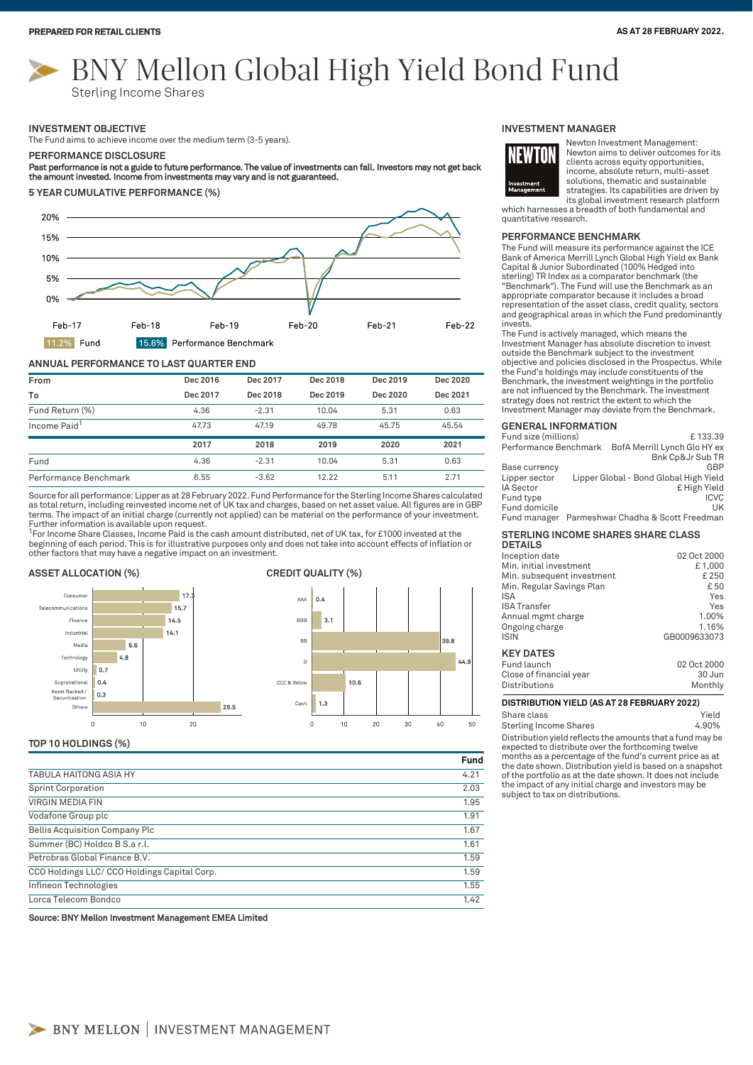PREPARED FOR RETAIL CLIENTS

AS AT 28 FEBRUARY 2022.

# BNY Mellon Global High Yield Bond Fund

Sterling Income Shares

## INVESTMENT OBJECTIVE

The Fund aims to achieve income over the medium term (3-5 years).

## PERFORMANCE DISCLOSURE

**Past performance is not a guide to future performance. The value of investments can fall. Investors may not get back the amount invested. Income from investments may vary and is not guaranteed.**

## 5 YEAR CUMULATIVE PERFORMANCE (%)

11.2% Fund | 15.6% Performance Benchmark

## ANNUAL PERFORMANCE TO LAST QUARTER END

| From | Dec 2016 | Dec 2017 | Dec 2018 | Dec 2019 | Dec 2020 |
|---|---|---|---|---|---|
| To | Dec 2017 | Dec 2018 | Dec 2019 | Dec 2020 | Dec 2021 |
| Fund Return (%) | 4.36 | -2.31 | 10.04 | 5.31 | 0.63 |
| Income Paid[1] | 47.73 | 47.19 | 49.78 | 45.75 | 45.54 |

| | 2017 | 2018 | 2019 | 2020 | 2021 |
|---|---|---|---|---|---|
| Fund | 4.36 | -2.31 | 10.04 | 5.31 | 0.63 |
| Performance Benchmark | 6.55 | -3.62 | 12.22 | 5.11 | 2.71 |

Source for all performance: Lipper as at 28 February 2022. Fund Performance for the Sterling Income Shares calculated as total return, including reinvested income net of UK tax and charges, based on net asset value. All figures are in GBP terms. The impact of an initial charge (currently not applied) can be material on the performance of your investment. Further information is available upon request.

[1]For Income Share Classes, Income Paid is the cash amount distributed, net of UK tax, for £1000 invested at the beginning of each period. This is for illustrative purposes only and does not take into account effects of inflation or other factors that may have a negative impact on an investment.

## ASSET ALLOCATION (%)

| Sector | % |
|---|---|
| Consumer | 17.3 |
| Telecommunications | 15.7 |
| Finance | 14.5 |
| Industrial | 14.1 |
| Media | 6.6 |
| Technology | 4.8 |
| Utility | 0.7 |
| Supranational | 0.4 |
| Asset Backed / Securitisation | 0.3 |
| Others | 25.5 |

## CREDIT QUALITY (%)

| Rating | % |
|---|---|
| AAA | 0.4 |
| BBB | 3.1 |
| BB | 39.8 |
| B | 44.9 |
| CCC & Below | 10.6 |
| Cash | 1.3 |

## TOP 10 HOLDINGS (%)

| | Fund |
|---|---|
| TABULA HAITONG ASIA HY | 4.21 |
| Sprint Corporation | 2.03 |
| VIRGIN MEDIA FIN | 1.95 |
| Vodafone Group plc | 1.91 |
| Bellis Acquisition Company Plc | 1.67 |
| Summer (BC) Holdco B S.a r.l. | 1.61 |
| Petrobras Global Finance B.V. | 1.59 |
| CCO Holdings LLC/ CCO Holdings Capital Corp. | 1.59 |
| Infineon Technologies | 1.55 |
| Lorca Telecom Bondco | 1.42 |

**Source: BNY Mellon Investment Management EMEA Limited**

## INVESTMENT MANAGER

Newton Investment Management: Newton aims to deliver outcomes for its clients across equity opportunities, income, absolute return, multi-asset solutions, thematic and sustainable strategies. Its capabilities are driven by its global investment research platform which harnesses a breadth of both fundamental and quantitative research.

## PERFORMANCE BENCHMARK

The Fund will measure its performance against the ICE Bank of America Merrill Lynch Global High Yield ex Bank Capital & Junior Subordinated (100% Hedged into sterling) TR Index as a comparator benchmark (the "Benchmark"). The Fund will use the Benchmark as an appropriate comparator because it includes a broad representation of the asset class, credit quality, sectors and geographical areas in which the Fund predominantly invests.

The Fund is actively managed, which means the Investment Manager has absolute discretion to invest outside the Benchmark subject to the investment objective and policies disclosed in the Prospectus. While the Fund's holdings may include constituents of the Benchmark, the investment weightings in the portfolio are not influenced by the Benchmark. The investment strategy does not restrict the extent to which the Investment Manager may deviate from the Benchmark.

## GENERAL INFORMATION

| | |
|---|---|
| Fund size (millions) | £ 133.39 |
| Performance Benchmark | BofA Merrill Lynch Glo HY ex Bnk Cp&Jr Sub TR |
| Base currency | GBP |
| Lipper sector | Lipper Global - Bond Global High Yield |
| IA Sector | £ High Yield |
| Fund type | ICVC |
| Fund domicile | UK |
| Fund manager | Parmeshwar Chadha & Scott Freedman |

## STERLING INCOME SHARES SHARE CLASS DETAILS

| | |
|---|---|
| Inception date | 02 Oct 2000 |
| Min. initial investment | £ 1,000 |
| Min. subsequent investment | £ 250 |
| Min. Regular Savings Plan | £ 50 |
| ISA | Yes |
| ISA Transfer | Yes |
| Annual mgmt charge | 1.00% |
| Ongoing charge | 1.16% |
| ISIN | GB0009633073 |

## KEY DATES

| | |
|---|---|
| Fund launch | 02 Oct 2000 |
| Close of financial year | 30 Jun |
| Distributions | Monthly |

## DISTRIBUTION YIELD (AS AT 28 FEBRUARY 2022)

| Share class | Yield |
|---|---|
| Sterling Income Shares | 4.90% |

Distribution yield reflects the amounts that a fund may be expected to distribute over the forthcoming twelve months as a percentage of the fund's current price as at the date shown. Distribution yield is based on a snapshot of the portfolio as at the date shown. It does not include the impact of any initial charge and investors may be subject to tax on distributions.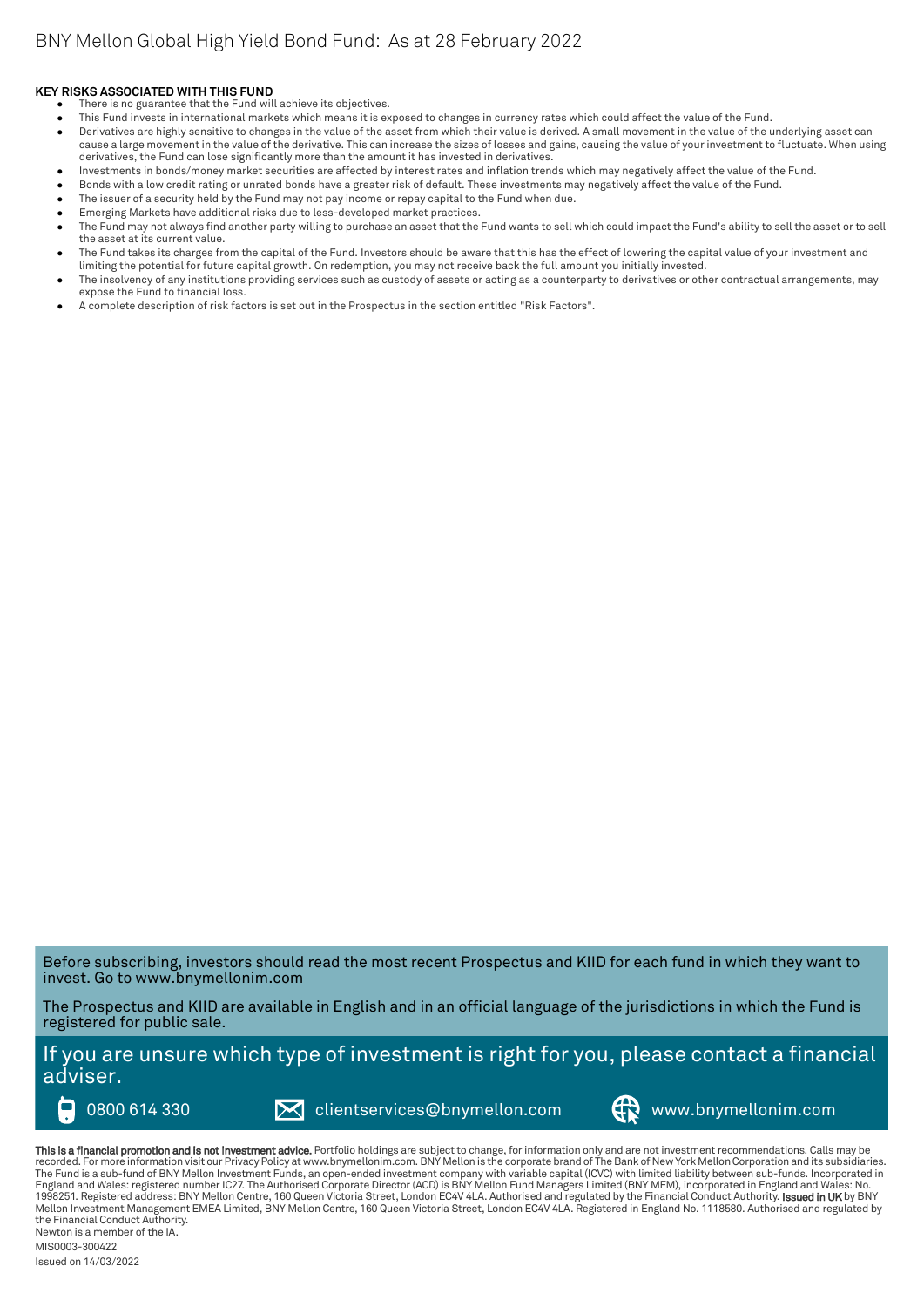BNY Mellon Global High Yield Bond Fund: As at 28 February 2022

**KEY RISKS ASSOCIATED WITH THIS FUND**

- There is no guarantee that the Fund will achieve its objectives.
- This Fund invests in international markets which means it is exposed to changes in currency rates which could affect the value of the Fund.
- Derivatives are highly sensitive to changes in the value of the asset from which their value is derived. A small movement in the value of the underlying asset can cause a large movement in the value of the derivative. This can increase the sizes of losses and gains, causing the value of your investment to fluctuate. When using derivatives, the Fund can lose significantly more than the amount it has invested in derivatives.
- Investments in bonds/money market securities are affected by interest rates and inflation trends which may negatively affect the value of the Fund.
- Bonds with a low credit rating or unrated bonds have a greater risk of default. These investments may negatively affect the value of the Fund.
- The issuer of a security held by the Fund may not pay income or repay capital to the Fund when due.
- Emerging Markets have additional risks due to less-developed market practices.
- The Fund may not always find another party willing to purchase an asset that the Fund wants to sell which could impact the Fund's ability to sell the asset or to sell the asset at its current value.
- The Fund takes its charges from the capital of the Fund. Investors should be aware that this has the effect of lowering the capital value of your investment and limiting the potential for future capital growth. On redemption, you may not receive back the full amount you initially invested.
- The insolvency of any institutions providing services such as custody of assets or acting as a counterparty to derivatives or other contractual arrangements, may expose the Fund to financial loss.
- A complete description of risk factors is set out in the Prospectus in the section entitled "Risk Factors".

Before subscribing, investors should read the most recent Prospectus and KIID for each fund in which they want to invest. Go to www.bnymellonim.com

The Prospectus and KIID are available in English and in an official language of the jurisdictions in which the Fund is registered for public sale.

If you are unsure which type of investment is right for you, please contact a financial adviser.

0800 614 330 clientservices@bnymellon.com www.bnymellonim.com

**This is a financial promotion and is not investment advice.** Portfolio holdings are subject to change, for information only and are not investment recommendations. Calls may be recorded. For more information visit our Privacy Policy at www.bnymellonim.com. BNY Mellon is the corporate brand of The Bank of New York Mellon Corporation and its subsidiaries. The Fund is a sub-fund of BNY Mellon Investment Funds, an open-ended investment company with variable capital (ICVC) with limited liability between sub-funds. Incorporated in England and Wales: registered number IC27. The Authorised Corporate Director (ACD) is BNY Mellon Fund Managers Limited (BNY MFM), incorporated in England and Wales: No. 1998251. Registered address: BNY Mellon Centre, 160 Queen Victoria Street, London EC4V 4LA. Authorised and regulated by the Financial Conduct Authority. **Issued in UK** by BNY Mellon Investment Management EMEA Limited, BNY Mellon Centre, 160 Queen Victoria Street, London EC4V 4LA. Registered in England No. 1118580. Authorised and regulated by the Financial Conduct Authority.

Newton is a member of the IA.

MIS0003-300422

Issued on 14/03/2022